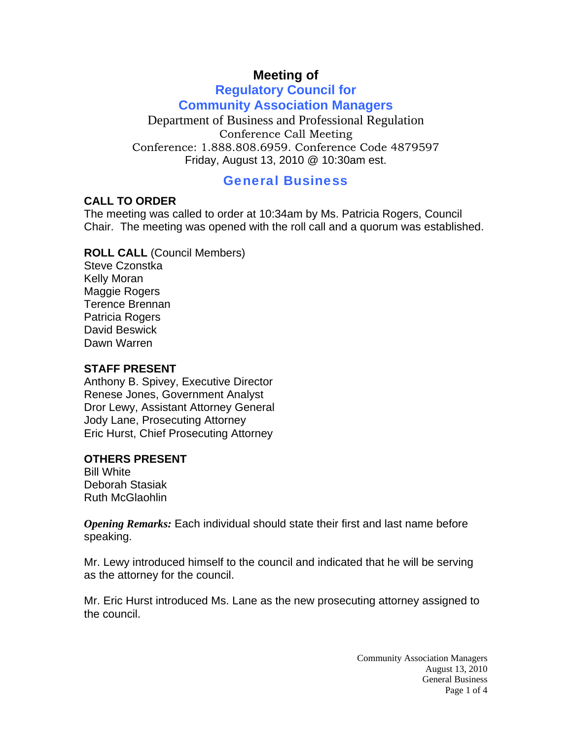# Meeting of

## Regulatory Council for Community Association Managers

Department of Business and Professional Regulation
Conference Call Meeting
Conference: 1.888.808.6959. Conference Code 4879597
Friday, August 13, 2010 @ 10:30am est.

## General Business

**CALL TO ORDER**
The meeting was called to order at 10:34am by Ms. Patricia Rogers, Council Chair. The meeting was opened with the roll call and a quorum was established.

**ROLL CALL** (Council Members)
Steve Czonstka
Kelly Moran
Maggie Rogers
Terence Brennan
Patricia Rogers
David Beswick
Dawn Warren

**STAFF PRESENT**
Anthony B. Spivey, Executive Director
Renese Jones, Government Analyst
Dror Lewy, Assistant Attorney General
Jody Lane, Prosecuting Attorney
Eric Hurst, Chief Prosecuting Attorney

**OTHERS PRESENT**
Bill White
Deborah Stasiak
Ruth McGlaohlin

***Opening Remarks:*** Each individual should state their first and last name before speaking.

Mr. Lewy introduced himself to the council and indicated that he will be serving as the attorney for the council.

Mr. Eric Hurst introduced Ms. Lane as the new prosecuting attorney assigned to the council.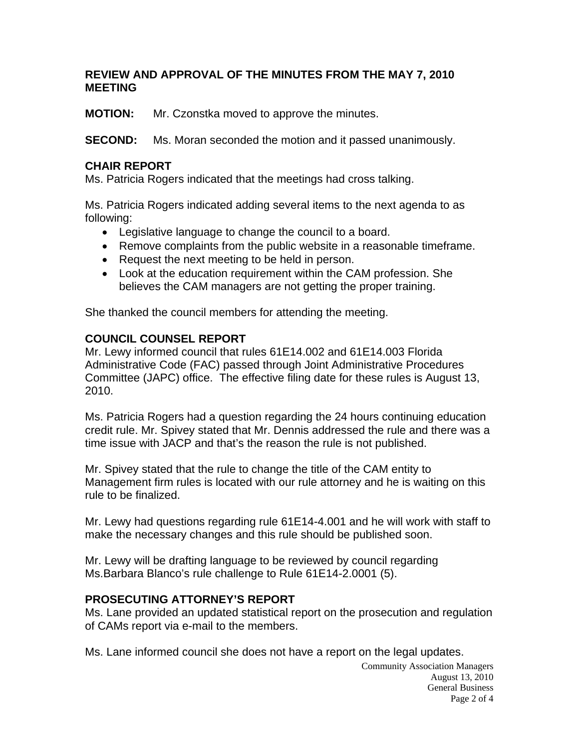## REVIEW AND APPROVAL OF THE MINUTES FROM THE MAY 7, 2010 MEETING

**MOTION:** Mr. Czonstka moved to approve the minutes.

**SECOND:** Ms. Moran seconded the motion and it passed unanimously.

## CHAIR REPORT

Ms. Patricia Rogers indicated that the meetings had cross talking.

Ms. Patricia Rogers indicated adding several items to the next agenda to as following:

- Legislative language to change the council to a board.
- Remove complaints from the public website in a reasonable timeframe.
- Request the next meeting to be held in person.
- Look at the education requirement within the CAM profession. She believes the CAM managers are not getting the proper training.

She thanked the council members for attending the meeting.

## COUNCIL COUNSEL REPORT

Mr. Lewy informed council that rules 61E14.002 and 61E14.003 Florida Administrative Code (FAC) passed through Joint Administrative Procedures Committee (JAPC) office. The effective filing date for these rules is August 13, 2010.

Ms. Patricia Rogers had a question regarding the 24 hours continuing education credit rule. Mr. Spivey stated that Mr. Dennis addressed the rule and there was a time issue with JACP and that's the reason the rule is not published.

Mr. Spivey stated that the rule to change the title of the CAM entity to Management firm rules is located with our rule attorney and he is waiting on this rule to be finalized.

Mr. Lewy had questions regarding rule 61E14-4.001 and he will work with staff to make the necessary changes and this rule should be published soon.

Mr. Lewy will be drafting language to be reviewed by council regarding Ms.Barbara Blanco's rule challenge to Rule 61E14-2.0001 (5).

## PROSECUTING ATTORNEY'S REPORT

Ms. Lane provided an updated statistical report on the prosecution and regulation of CAMs report via e-mail to the members.

Ms. Lane informed council she does not have a report on the legal updates.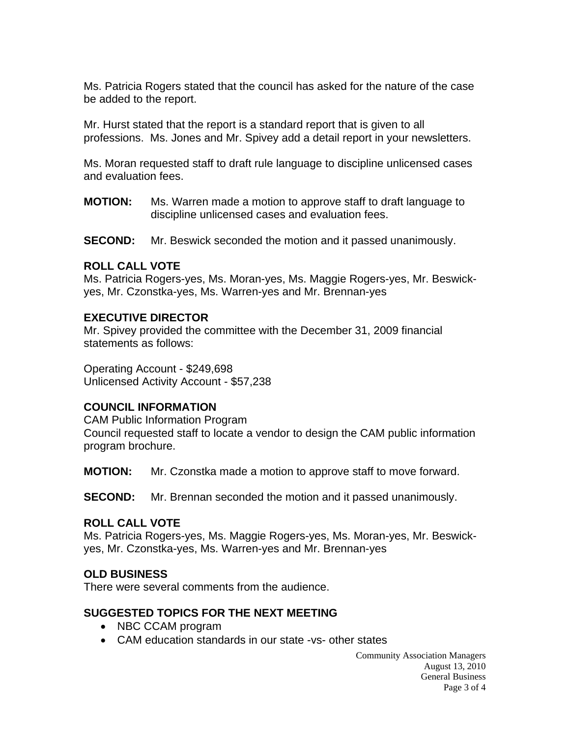Ms. Patricia Rogers stated that the council has asked for the nature of the case be added to the report.

Mr. Hurst stated that the report is a standard report that is given to all professions. Ms. Jones and Mr. Spivey add a detail report in your newsletters.

Ms. Moran requested staff to draft rule language to discipline unlicensed cases and evaluation fees.

**MOTION:** Ms. Warren made a motion to approve staff to draft language to discipline unlicensed cases and evaluation fees.

**SECOND:** Mr. Beswick seconded the motion and it passed unanimously.

**ROLL CALL VOTE**
Ms. Patricia Rogers-yes, Ms. Moran-yes, Ms. Maggie Rogers-yes, Mr. Beswick-yes, Mr. Czonstka-yes, Ms. Warren-yes and Mr. Brennan-yes

**EXECUTIVE DIRECTOR**
Mr. Spivey provided the committee with the December 31, 2009 financial statements as follows:

Operating Account - $249,698
Unlicensed Activity Account - $57,238

**COUNCIL INFORMATION**
CAM Public Information Program
Council requested staff to locate a vendor to design the CAM public information program brochure.

**MOTION:** Mr. Czonstka made a motion to approve staff to move forward.

**SECOND:** Mr. Brennan seconded the motion and it passed unanimously.

**ROLL CALL VOTE**
Ms. Patricia Rogers-yes, Ms. Maggie Rogers-yes, Ms. Moran-yes, Mr. Beswick-yes, Mr. Czonstka-yes, Ms. Warren-yes and Mr. Brennan-yes

**OLD BUSINESS**
There were several comments from the audience.

**SUGGESTED TOPICS FOR THE NEXT MEETING**

- NBC CCAM program
- CAM education standards in our state -vs- other states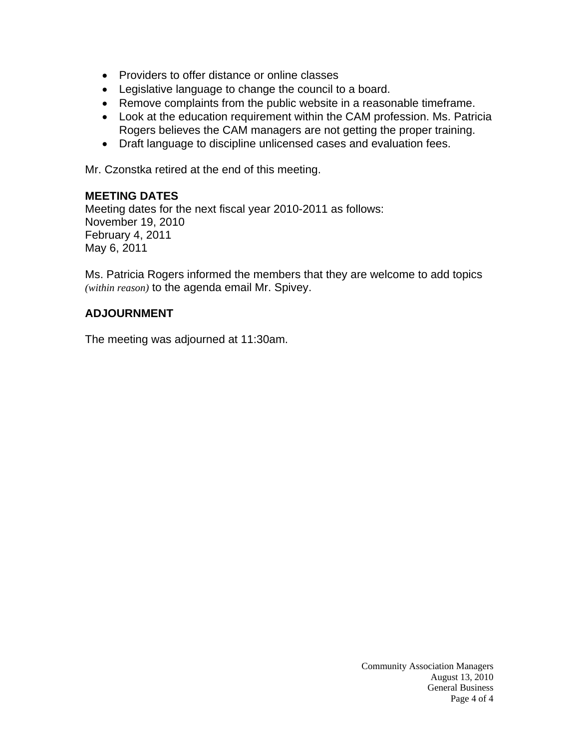- Providers to offer distance or online classes
- Legislative language to change the council to a board.
- Remove complaints from the public website in a reasonable timeframe.
- Look at the education requirement within the CAM profession. Ms. Patricia Rogers believes the CAM managers are not getting the proper training.
- Draft language to discipline unlicensed cases and evaluation fees.

Mr. Czonstka retired at the end of this meeting.

**MEETING DATES**

Meeting dates for the next fiscal year 2010-2011 as follows:
November 19, 2010
February 4, 2011
May 6, 2011

Ms. Patricia Rogers informed the members that they are welcome to add topics *(within reason)* to the agenda email Mr. Spivey.

**ADJOURNMENT**

The meeting was adjourned at 11:30am.